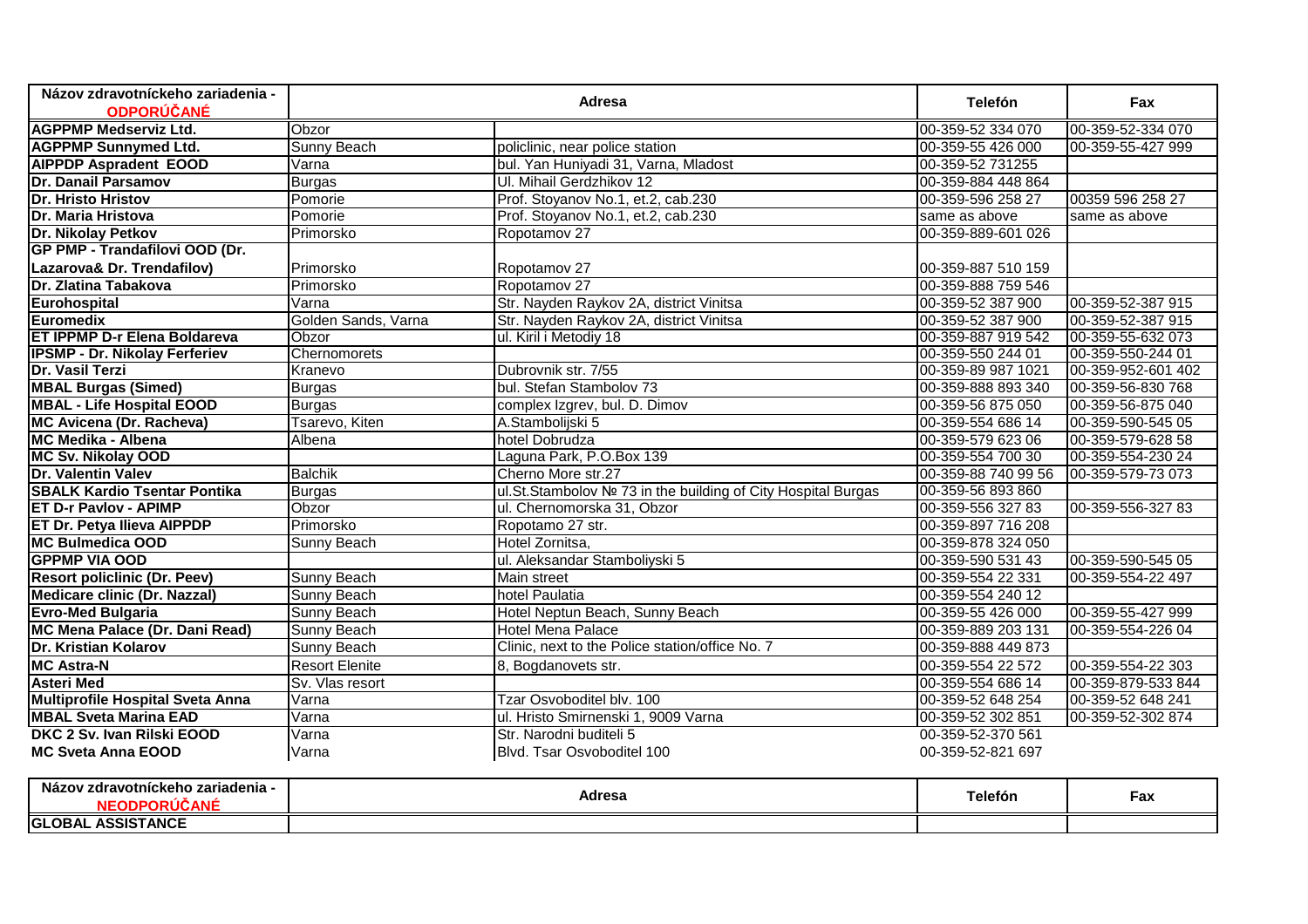| Názov zdravotníckeho zariadenia - ODPORÚČANÉ | Adresa | | Telefón | Fax |
|---|---|---|---|---|
| AGPPMP Medserviz Ltd. | Obzor | | 00-359-52 334 070 | 00-359-52-334 070 |
| AGPPMP Sunnymed Ltd. | Sunny Beach | policlinic, near police station | 00-359-55 426 000 | 00-359-55-427 999 |
| AIPPDP Aspradent EOOD | Varna | bul. Yan Huniyadi 31, Varna, Mladost | 00-359-52 731255 | |
| Dr. Danail Parsamov | Burgas | Ul. Mihail Gerdzhikov 12 | 00-359-884 448 864 | |
| Dr. Hristo Hristov | Pomorie | Prof. Stoyanov No.1, et.2, cab.230 | 00-359-596 258 27 | 00359 596 258 27 |
| Dr. Maria Hristova | Pomorie | Prof. Stoyanov No.1, et.2, cab.230 | same as above | same as above |
| Dr. Nikolay Petkov | Primorsko | Ropotamov 27 | 00-359-889-601 026 | |
| GP PMP - Trandafilovi OOD (Dr. Lazarova& Dr. Trendafilov) | Primorsko | Ropotamov 27 | 00-359-887 510 159 | |
| Dr. Zlatina Tabakova | Primorsko | Ropotamov 27 | 00-359-888 759 546 | |
| Eurohospital | Varna | Str. Nayden Raykov 2A, district Vinitsa | 00-359-52 387 900 | 00-359-52-387 915 |
| Euromedix | Golden Sands, Varna | Str. Nayden Raykov 2A, district Vinitsa | 00-359-52 387 900 | 00-359-52-387 915 |
| ET IPPMP D-r Elena Boldareva | Obzor | ul. Kiril i Metodiy 18 | 00-359-887 919 542 | 00-359-55-632 073 |
| IPSMP - Dr. Nikolay Ferferiev | Chernomorets | | 00-359-550 244 01 | 00-359-550-244 01 |
| Dr. Vasil Terzi | Kranevo | Dubrovnik str. 7/55 | 00-359-89 987 1021 | 00-359-952-601 402 |
| MBAL Burgas (Simed) | Burgas | bul. Stefan Stambolov 73 | 00-359-888 893 340 | 00-359-56-830 768 |
| MBAL - Life Hospital EOOD | Burgas | complex Izgrev, bul. D. Dimov | 00-359-56 875 050 | 00-359-56-875 040 |
| MC Avicena (Dr. Racheva) | Tsarevo, Kiten | A.Stambolijski 5 | 00-359-554 686 14 | 00-359-590-545 05 |
| MC Medika - Albena | Albena | hotel Dobrudza | 00-359-579 623 06 | 00-359-579-628 58 |
| MC Sv. Nikolay OOD | | Laguna Park, P.O.Box 139 | 00-359-554 700 30 | 00-359-554-230 24 |
| Dr. Valentin Valev | Balchik | Cherno More str.27 | 00-359-88 740 99 56 | 00-359-579-73 073 |
| SBALK Kardio Tsentar Pontika | Burgas | ul.St.Stambolov № 73 in the building of City Hospital Burgas | 00-359-56 893 860 | |
| ET D-r Pavlov - APIMP | Obzor | ul. Chernomorska 31, Obzor | 00-359-556 327 83 | 00-359-556-327 83 |
| ET Dr. Petya Ilieva AIPPDP | Primorsko | Ropotamo 27 str. | 00-359-897 716 208 | |
| MC Bulmedica OOD | Sunny Beach | Hotel Zornitsa, | 00-359-878 324 050 | |
| GPPMP VIA OOD | | ul. Aleksandar Stamboliyski 5 | 00-359-590 531 43 | 00-359-590-545 05 |
| Resort policlinic (Dr. Peev) | Sunny Beach | Main street | 00-359-554 22 331 | 00-359-554-22 497 |
| Medicare clinic (Dr. Nazzal) | Sunny Beach | hotel Paulatia | 00-359-554 240 12 | |
| Evro-Med Bulgaria | Sunny Beach | Hotel Neptun Beach, Sunny Beach | 00-359-55 426 000 | 00-359-55-427 999 |
| MC Mena Palace (Dr. Dani Read) | Sunny Beach | Hotel Mena Palace | 00-359-889 203 131 | 00-359-554-226 04 |
| Dr. Kristian Kolarov | Sunny Beach | Clinic, next to the Police station/office No. 7 | 00-359-888 449 873 | |
| MC Astra-N | Resort Elenite | 8, Bogdanovets str. | 00-359-554 22 572 | 00-359-554-22 303 |
| Asteri Med | Sv. Vlas resort | | 00-359-554 686 14 | 00-359-879-533 844 |
| Multiprofile Hospital Sveta Anna | Varna | Tzar Osvoboditel blv. 100 | 00-359-52 648 254 | 00-359-52 648 241 |
| MBAL Sveta Marina EAD | Varna | ul. Hristo Smirnenski 1, 9009 Varna | 00-359-52 302 851 | 00-359-52-302 874 |
| DKC 2 Sv. Ivan Rilski EOOD | Varna | Str. Narodni buditeli 5 | 00-359-52-370 561 | |
| MC Sveta Anna EOOD | Varna | Blvd. Tsar Osvoboditel 100 | 00-359-52-821 697 | |

| Názov zdravotníckeho zariadenia - NEODPORÚČANÉ | Adresa | Telefón | Fax |
|---|---|---|---|
| GLOBAL ASSISTANCE | | | |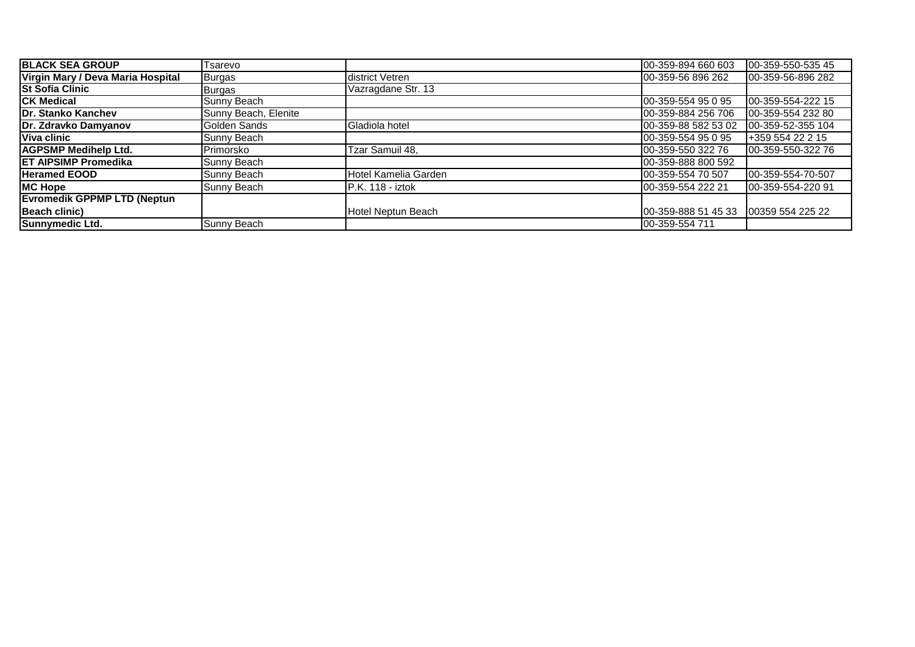| | | | | |
|---|---|---|---|---|
| **BLACK SEA GROUP** | Tsarevo | | 00-359-894 660 603 | 00-359-550-535 45 |
| **Virgin Mary / Deva Maria Hospital** | Burgas | district Vetren | 00-359-56 896 262 | 00-359-56-896 282 |
| **St Sofia Clinic** | Burgas | Vazragdane Str. 13 | | |
| **CK Medical** | Sunny Beach | | 00-359-554 95 0 95 | 00-359-554-222 15 |
| **Dr. Stanko Kanchev** | Sunny Beach, Elenite | | 00-359-884 256 706 | 00-359-554 232 80 |
| **Dr. Zdravko Damyanov** | Golden Sands | Gladiola hotel | 00-359-88 582 53 02 | 00-359-52-355 104 |
| **Viva clinic** | Sunny Beach | | 00-359-554 95 0 95 | +359 554 22 2 15 |
| **AGPSMP Medihelp Ltd.** | Primorsko | Tzar Samuil 48, | 00-359-550 322 76 | 00-359-550-322 76 |
| **ET AIPSIMP Promedika** | Sunny Beach | | 00-359-888 800 592 | |
| **Heramed EOOD** | Sunny Beach | Hotel Kamelia Garden | 00-359-554 70 507 | 00-359-554-70-507 |
| **MC Hope** | Sunny Beach | P.K. 118 - iztok | 00-359-554 222 21 | 00-359-554-220 91 |
| **Evromedik GPPMP LTD (Neptun Beach clinic)** | | Hotel Neptun Beach | 00-359-888 51 45 33 | 00359 554 225 22 |
| **Sunnymedic Ltd.** | Sunny Beach | | 00-359-554 711 | |